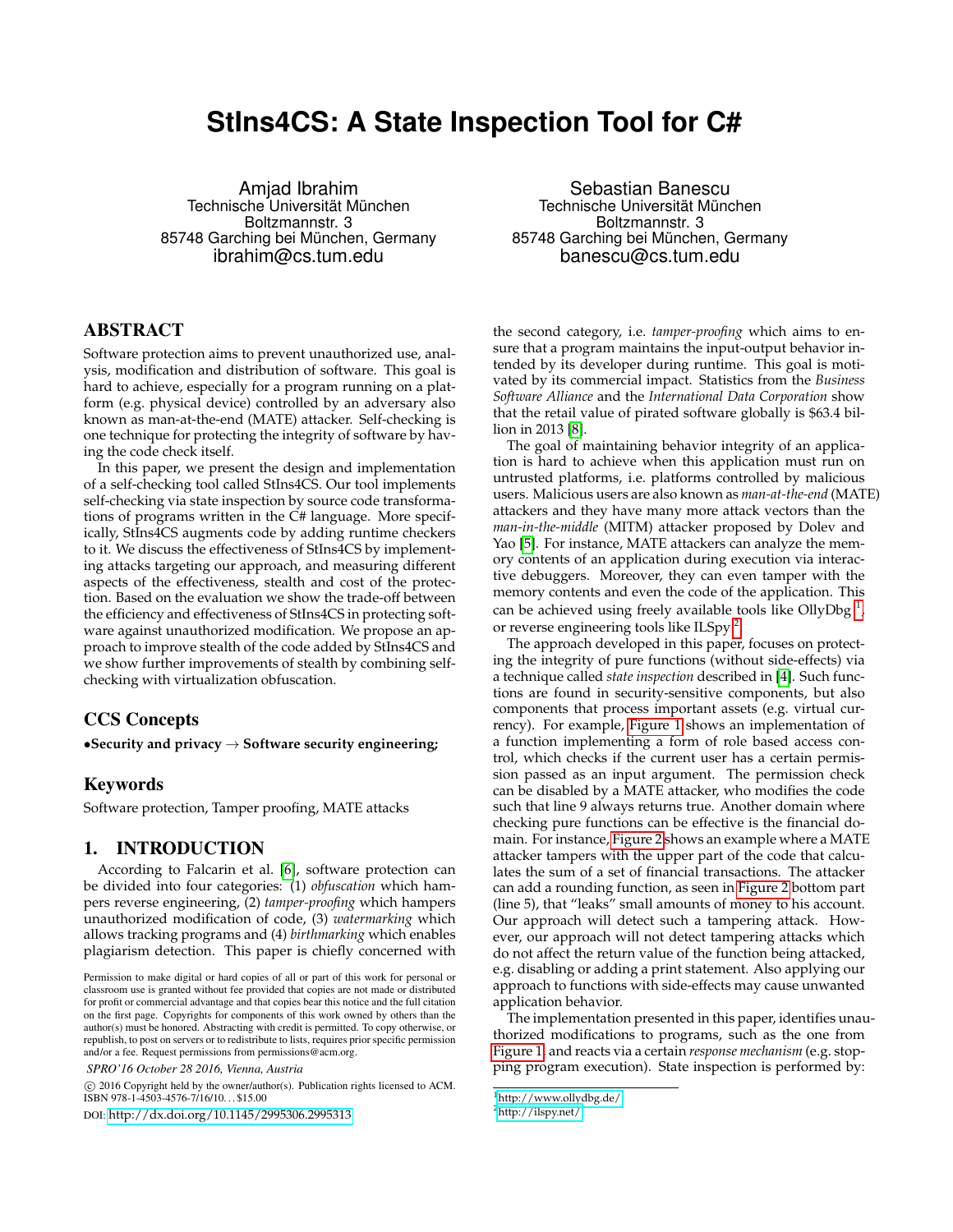# StIns4CS: A State Inspection Tool for C#

Amjad Ibrahim
Technische Universität München
Boltzmannstr. 3
85748 Garching bei München, Germany
ibrahim@cs.tum.edu

Sebastian Banescu
Technische Universität München
Boltzmannstr. 3
85748 Garching bei München, Germany
banescu@cs.tum.edu

## ABSTRACT

Software protection aims to prevent unauthorized use, analysis, modification and distribution of software. This goal is hard to achieve, especially for a program running on a platform (e.g. physical device) controlled by an adversary also known as man-at-the-end (MATE) attacker. Self-checking is one technique for protecting the integrity of software by having the code check itself.

In this paper, we present the design and implementation of a self-checking tool called StIns4CS. Our tool implements self-checking via state inspection by source code transformations of programs written in the C# language. More specifically, StIns4CS augments code by adding runtime checkers to it. We discuss the effectiveness of StIns4CS by implementing attacks targeting our approach, and measuring different aspects of the effectiveness, stealth and cost of the protection. Based on the evaluation we show the trade-off between the efficiency and effectiveness of StIns4CS in protecting software against unauthorized modification. We propose an approach to improve stealth of the code added by StIns4CS and we show further improvements of stealth by combining self-checking with virtualization obfuscation.

## CCS Concepts

•**Security and privacy** → **Software security engineering;**

## Keywords

Software protection, Tamper proofing, MATE attacks

## 1. INTRODUCTION

According to Falcarin et al. [6], software protection can be divided into four categories: (1) *obfuscation* which hampers reverse engineering, (2) *tamper-proofing* which hampers unauthorized modification of code, (3) *watermarking* which allows tracking programs and (4) *birthmarking* which enables plagiarism detection. This paper is chiefly concerned with the second category, i.e. *tamper-proofing* which aims to ensure that a program maintains the input-output behavior intended by its developer during runtime. This goal is motivated by its commercial impact. Statistics from the *Business Software Alliance* and the *International Data Corporation* show that the retail value of pirated software globally is $63.4 billion in 2013 [8].

The goal of maintaining behavior integrity of an application is hard to achieve when this application must run on untrusted platforms, i.e. platforms controlled by malicious users. Malicious users are also known as *man-at-the-end* (MATE) attackers and they have many more attack vectors than the *man-in-the-middle* (MITM) attacker proposed by Dolev and Yao [5]. For instance, MATE attackers can analyze the memory contents of an application during execution via interactive debuggers. Moreover, they can even tamper with the memory contents and even the code of the application. This can be achieved using freely available tools like OllyDbg [1], or reverse engineering tools like ILSpy [2].

The approach developed in this paper, focuses on protecting the integrity of pure functions (without side-effects) via a technique called *state inspection* described in [4]. Such functions are found in security-sensitive components, but also components that process important assets (e.g. virtual currency). For example, Figure 1 shows an implementation of a function implementing a form of role based access control, which checks if the current user has a certain permission passed as an input argument. The permission check can be disabled by a MATE attacker, who modifies the code such that line 9 always returns true. Another domain where checking pure functions can be effective is the financial domain. For instance, Figure 2 shows an example where a MATE attacker tampers with the upper part of the code that calculates the sum of a set of financial transactions. The attacker can add a rounding function, as seen in Figure 2 bottom part (line 5), that "leaks" small amounts of money to his account. Our approach will detect such a tampering attack. However, our approach will not detect tampering attacks which do not affect the return value of the function being attacked, e.g. disabling or adding a print statement. Also applying our approach to functions with side-effects may cause unwanted application behavior.

The implementation presented in this paper, identifies unauthorized modifications to programs, such as the one from Figure 1, and reacts via a certain *response mechanism* (e.g. stopping program execution). State inspection is performed by:

[1] http://www.ollydbg.de/
[2] http://ilspy.net/

Permission to make digital or hard copies of all or part of this work for personal or classroom use is granted without fee provided that copies are not made or distributed for profit or commercial advantage and that copies bear this notice and the full citation on the first page. Copyrights for components of this work owned by others than the author(s) must be honored. Abstracting with credit is permitted. To copy otherwise, or republish, to post on servers or to redistribute to lists, requires prior specific permission and/or a fee. Request permissions from permissions@acm.org.

*SPRO'16 October 28 2016, Vienna, Austria*

© 2016 Copyright held by the owner/author(s). Publication rights licensed to ACM. ISBN 978-1-4503-4576-7/16/10... $15.00

DOI: http://dx.doi.org/10.1145/2995306.2995313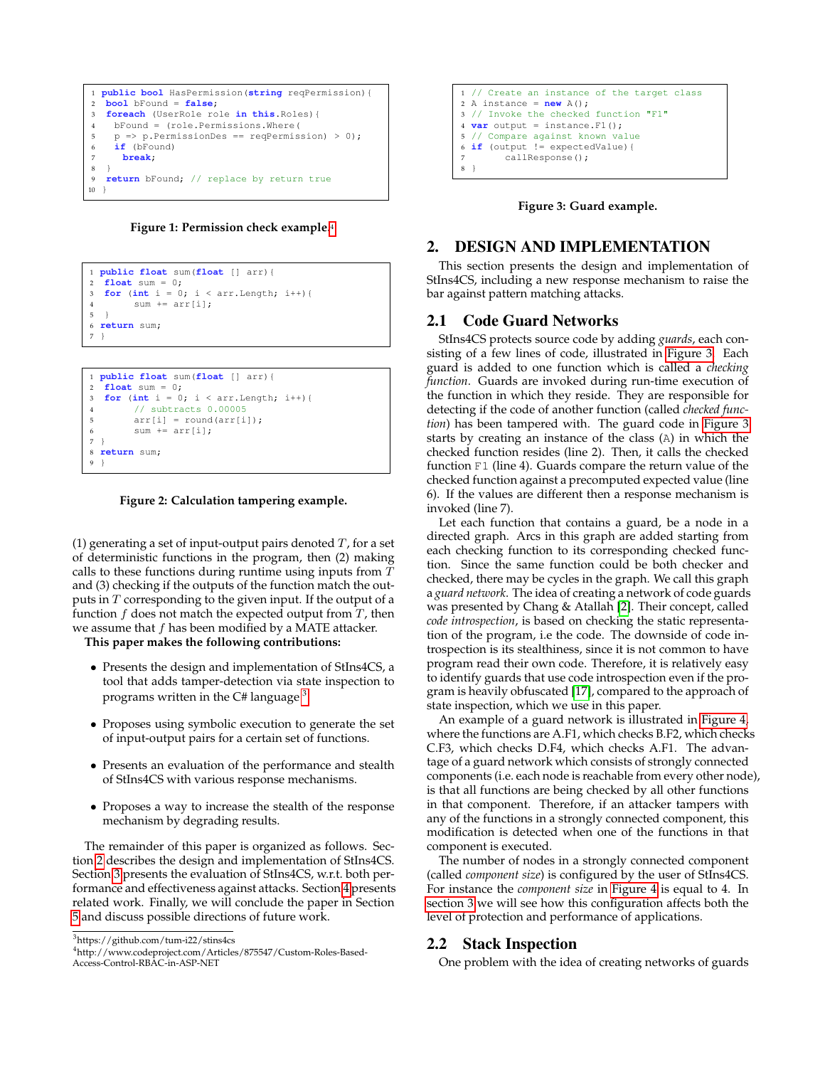```
1 public bool HasPermission(string reqPermission){
2  bool bFound = false;
3  foreach (UserRole role in this.Roles){
4    bFound = (role.Permissions.Where(
5    p => p.PermissionDes == reqPermission) > 0);
6    if (bFound)
7      break;
8  }
9  return bFound; // replace by return true
10 }
```

**Figure 1: Permission check example.[4]**

```
1 public float sum(float [] arr){
2  float sum = 0;
3  for (int i = 0; i < arr.Length; i++){
4       sum += arr[i];
5  }
6 return sum;
7 }
```

```
1 public float sum(float [] arr){
2  float sum = 0;
3  for (int i = 0; i < arr.Length; i++){
4       // subtracts 0.00005
5       arr[i] = round(arr[i]);
6       sum += arr[i];
7 }
8 return sum;
9 }
```

**Figure 2: Calculation tampering example.**

(1) generating a set of input-output pairs denoted $T$, for a set of deterministic functions in the program, then (2) making calls to these functions during runtime using inputs from $T$ and (3) checking if the outputs of the function match the outputs in $T$ corresponding to the given input. If the output of a function $f$ does not match the expected output from $T$, then we assume that $f$ has been modified by a MATE attacker.

**This paper makes the following contributions:**

- Presents the design and implementation of StIns4CS, a tool that adds tamper-detection via state inspection to programs written in the C# language[3].
- Proposes using symbolic execution to generate the set of input-output pairs for a certain set of functions.
- Presents an evaluation of the performance and stealth of StIns4CS with various response mechanisms.
- Proposes a way to increase the stealth of the response mechanism by degrading results.

The remainder of this paper is organized as follows. Section 2 describes the design and implementation of StIns4CS. Section 3 presents the evaluation of StIns4CS, w.r.t. both performance and effectiveness against attacks. Section 4 presents related work. Finally, we will conclude the paper in Section 5 and discuss possible directions of future work.

[3]https://github.com/tum-i22/stins4cs

[4]http://www.codeproject.com/Articles/875547/Custom-Roles-Based-Access-Control-RBAC-in-ASP-NET

```
1 // Create an instance of the target class
2 A instance = new A();
3 // Invoke the checked function "F1"
4 var output = instance.F1();
5 // Compare against known value
6 if (output != expectedValue){
7      callResponse();
8 }
```

**Figure 3: Guard example.**

## 2. DESIGN AND IMPLEMENTATION

This section presents the design and implementation of StIns4CS, including a new response mechanism to raise the bar against pattern matching attacks.

### 2.1 Code Guard Networks

StIns4CS protects source code by adding *guards*, each consisting of a few lines of code, illustrated in Figure 3. Each guard is added to one function which is called a *checking function*. Guards are invoked during run-time execution of the function in which they reside. They are responsible for detecting if the code of another function (called *checked function*) has been tampered with. The guard code in Figure 3 starts by creating an instance of the class (A) in which the checked function resides (line 2). Then, it calls the checked function F1 (line 4). Guards compare the return value of the checked function against a precomputed expected value (line 6). If the values are different then a response mechanism is invoked (line 7).

Let each function that contains a guard, be a node in a directed graph. Arcs in this graph are added starting from each checking function to its corresponding checked function. Since the same function could be both checker and checked, there may be cycles in the graph. We call this graph a *guard network*. The idea of creating a network of code guards was presented by Chang & Atallah [2]. Their concept, called *code introspection*, is based on checking the static representation of the program, i.e the code. The downside of code introspection is its stealthiness, since it is not common to have program read their own code. Therefore, it is relatively easy to identify guards that use code introspection even if the program is heavily obfuscated [17], compared to the approach of state inspection, which we use in this paper.

An example of a guard network is illustrated in Figure 4, where the functions are A.F1, which checks B.F2, which checks C.F3, which checks D.F4, which checks A.F1. The advantage of a guard network which consists of strongly connected components (i.e. each node is reachable from every other node), is that all functions are being checked by all other functions in that component. Therefore, if an attacker tampers with any of the functions in a strongly connected component, this modification is detected when one of the functions in that component is executed.

The number of nodes in a strongly connected component (called *component size*) is configured by the user of StIns4CS. For instance the *component size* in Figure 4 is equal to 4. In section 3 we will see how this configuration affects both the level of protection and performance of applications.

### 2.2 Stack Inspection

One problem with the idea of creating networks of guards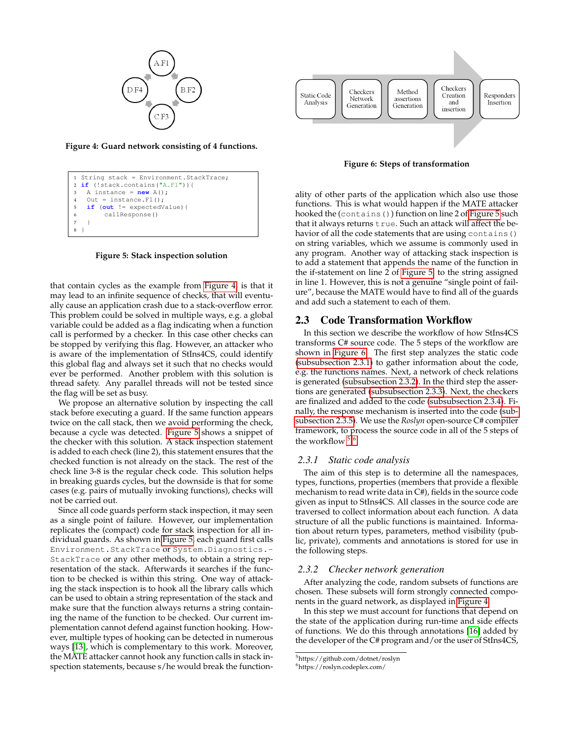Figure 4: Guard network consisting of 4 functions.

```
1 String stack = Environment.StackTrace;
2 if (!stack.contains("A.F1")){
3   A instance = new A();
4   Out = instance.F1();
5   if (out != expectedValue){
6       callResponse()
7   }
8 }
```

Figure 5: Stack inspection solution

that contain cycles as the example from Figure 4 is that it may lead to an infinite sequence of checks, that will eventually cause an application crash due to a stack-overflow error. This problem could be solved in multiple ways, e.g. a global variable could be added as a flag indicating when a function call is performed by a checker. In this case other checks can be stopped by verifying this flag. However, an attacker who is aware of the implementation of StIns4CS, could identify this global flag and always set it such that no checks would ever be performed. Another problem with this solution is thread safety. Any parallel threads will not be tested since the flag will be set as busy.

We propose an alternative solution by inspecting the call stack before executing a guard. If the same function appears twice on the call stack, then we avoid performing the check, because a cycle was detected. Figure 5 shows a snippet of the checker with this solution. A stack inspection statement is added to each check (line 2), this statement ensures that the checked function is not already on the stack. The rest of the check line 3-8 is the regular check code. This solution helps in breaking guards cycles, but the downside is that for some cases (e.g. pairs of mutually invoking functions), checks will not be carried out.

Since all code guards perform stack inspection, it may seen as a single point of failure. However, our implementation replicates the (compact) code for stack inspection for all individual guards. As shown in Figure 5, each guard first calls `Environment.StackTrace` or `System.Diagnostics.StackTrace` or any other methods, to obtain a string representation of the stack. Afterwards it searches if the function to be checked is within this string. One way of attacking the stack inspection is to hook all the library calls which can be used to obtain a string representation of the stack and make sure that the function always returns a string containing the name of the function to be checked. Our current implementation cannot defend against function hooking. However, multiple types of hooking can be detected in numerous ways [13], which is complementary to this work. Moreover, the MATE attacker cannot hook any function calls in stack inspection statements, because s/he would break the functionality of other parts of the application which also use those functions. This is what would happen if the MATE attacker hooked the (`contains()`) function on line 2 of Figure 5 such that it always returns `true`. Such an attack will affect the behavior of all the code statements that are using `contains()` on string variables, which we assume is commonly used in any program. Another way of attacking stack inspection is to add a statement that appends the name of the function in the if-statement on line 2 of Figure 5, to the string assigned in line 1. However, this is not a genuine "single point of failure", because the MATE would have to find all of the guards and add such a statement to each of them.

Figure 6: Steps of transformation

## 2.3 Code Transformation Workflow

In this section we describe the workflow of how StIns4CS transforms C# source code. The 5 steps of the workflow are shown in Figure 6. The first step analyzes the static code (subsubsection 2.3.1) to gather information about the code, e.g. the functions names. Next, a network of check relations is generated (subsubsection 2.3.2). In the third step the assertions are generated (subsubsection 2.3.3). Next, the checkers are finalized and added to the code (subsubsection 2.3.4). Finally, the response mechanism is inserted into the code (subsubsection 2.3.5). We use the *Roslyn* open-source C# compiler framework, to process the source code in all of the 5 steps of the workflow [5] [6].

### 2.3.1 Static code analysis

The aim of this step is to determine all the namespaces, types, functions, properties (members that provide a flexible mechanism to read write data in C#), fields in the source code given as input to StIns4CS. All classes in the source code are traversed to collect information about each function. A data structure of all the public functions is maintained. Information about return types, parameters, method visibility (public, private), comments and annotations is stored for use in the following steps.

### 2.3.2 Checker network generation

After analyzing the code, random subsets of functions are chosen. These subsets will form strongly connected components in the guard network, as displayed in Figure 4.

In this step we must account for functions that depend on the state of the application during run-time and side effects of functions. We do this through annotations [16] added by the developer of the C# program and/or the user of StIns4CS,

[5] https://github.com/dotnet/roslyn
[6] https://roslyn.codeplex.com/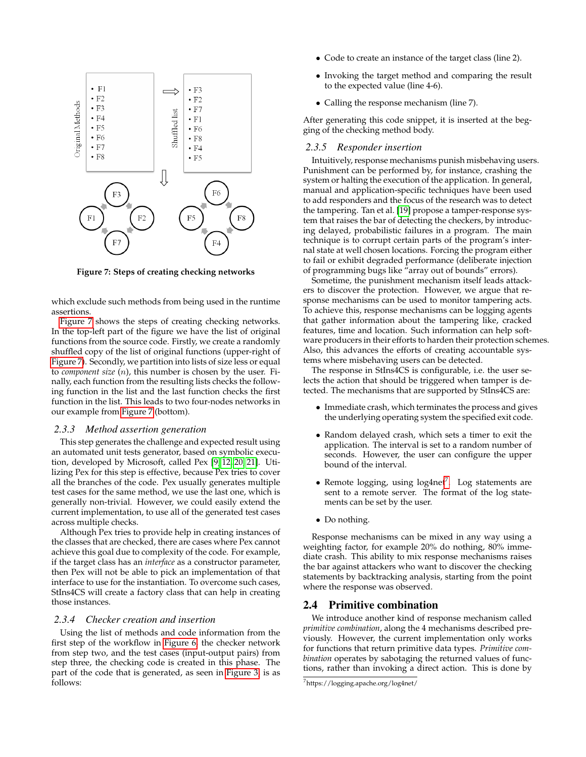Figure 7: Steps of creating checking networks

which exclude such methods from being used in the runtime assertions.

Figure 7 shows the steps of creating checking networks. In the top-left part of the figure we have the list of original functions from the source code. Firstly, we create a randomly shuffled copy of the list of original functions (upper-right of Figure 7). Secondly, we partition into lists of size less or equal to *component size* ($n$), this number is chosen by the user. Finally, each function from the resulting lists checks the following function in the list and the last function checks the first function in the list. This leads to two four-nodes networks in our example from Figure 7 (bottom).

### 2.3.3 Method assertion generation

This step generates the challenge and expected result using an automated unit tests generator, based on symbolic execution, developed by Microsoft, called Pex [9, 12, 20, 21]. Utilizing Pex for this step is effective, because Pex tries to cover all the branches of the code. Pex usually generates multiple test cases for the same method, we use the last one, which is generally non-trivial. However, we could easily extend the current implementation, to use all of the generated test cases across multiple checks.

Although Pex tries to provide help in creating instances of the classes that are checked, there are cases where Pex cannot achieve this goal due to complexity of the code. For example, if the target class has an *interface* as a constructor parameter, then Pex will not be able to pick an implementation of that interface to use for the instantiation. To overcome such cases, StIns4CS will create a factory class that can help in creating those instances.

### 2.3.4 Checker creation and insertion

Using the list of methods and code information from the first step of the workflow in Figure 6, the checker network from step two, and the test cases (input-output pairs) from step three, the checking code is created in this phase. The part of the code that is generated, as seen in Figure 3, is as follows:

- Code to create an instance of the target class (line 2).
- Invoking the target method and comparing the result to the expected value (line 4-6).
- Calling the response mechanism (line 7).

After generating this code snippet, it is inserted at the begging of the checking method body.

### 2.3.5 Responder insertion

Intuitively, response mechanisms punish misbehaving users. Punishment can be performed by, for instance, crashing the system or halting the execution of the application. In general, manual and application-specific techniques have been used to add responders and the focus of the research was to detect the tampering. Tan et al. [19] propose a tamper-response system that raises the bar of detecting the checkers, by introducing delayed, probabilistic failures in a program. The main technique is to corrupt certain parts of the program's internal state at well chosen locations. Forcing the program either to fail or exhibit degraded performance (deliberate injection of programming bugs like "array out of bounds" errors).

Sometime, the punishment mechanism itself leads attackers to discover the protection. However, we argue that response mechanisms can be used to monitor tampering acts. To achieve this, response mechanisms can be logging agents that gather information about the tampering like, cracked features, time and location. Such information can help software producers in their efforts to harden their protection schemes. Also, this advances the efforts of creating accountable systems where misbehaving users can be detected.

The response in StIns4CS is configurable, i.e. the user selects the action that should be triggered when tamper is detected. The mechanisms that are supported by StIns4CS are:

- Immediate crash, which terminates the process and gives the underlying operating system the specified exit code.
- Random delayed crash, which sets a timer to exit the application. The interval is set to a random number of seconds. However, the user can configure the upper bound of the interval.
- Remote logging, using log4net[7]. Log statements are sent to a remote server. The format of the log statements can be set by the user.
- Do nothing.

Response mechanisms can be mixed in any way using a weighting factor, for example 20% do nothing, 80% immediate crash. This ability to mix response mechanisms raises the bar against attackers who want to discover the checking statements by backtracking analysis, starting from the point where the response was observed.

## 2.4 Primitive combination

We introduce another kind of response mechanism called *primitive combination*, along the 4 mechanisms described previously. However, the current implementation only works for functions that return primitive data types. *Primitive combination* operates by sabotaging the returned values of functions, rather than invoking a direct action. This is done by

[7] https://logging.apache.org/log4net/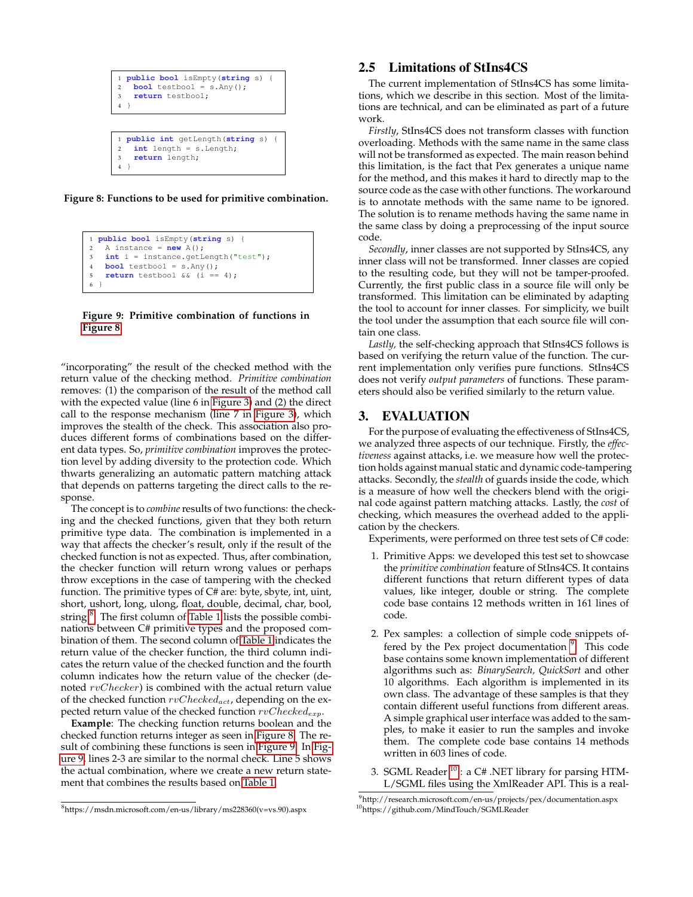```
1 public bool isEmpty(string s) {
2   bool testbool = s.Any();
3   return testbool;
4 }
```

```
1 public int getLength(string s) {
2   int length = s.Length;
3   return length;
4 }
```

**Figure 8: Functions to be used for primitive combination.**

```
1 public bool isEmpty(string s) {
2   A instance = new A();
3   int i = instance.getLength("test");
4   bool testbool = s.Any();
5   return testbool && (i == 4);
6 }
```

**Figure 9: Primitive combination of functions in Figure 8**

"incorporating" the result of the checked method with the return value of the checking method. *Primitive combination* removes: (1) the comparison of the result of the method call with the expected value (line 6 in Figure 3) and (2) the direct call to the response mechanism (line 7 in Figure 3), which improves the stealth of the check. This association also produces different forms of combinations based on the different data types. So, *primitive combination* improves the protection level by adding diversity to the protection code. Which thwarts generalizing an automatic pattern matching attack that depends on patterns targeting the direct calls to the response.

The concept is to *combine* results of two functions: the checking and the checked functions, given that they both return primitive type data. The combination is implemented in a way that affects the checker's result, only if the result of the checked function is not as expected. Thus, after combination, the checker function will return wrong values or perhaps throw exceptions in the case of tampering with the checked function. The primitive types of C# are: byte, sbyte, int, uint, short, ushort, long, ulong, float, double, decimal, char, bool, string [8]. The first column of Table 1 lists the possible combinations between C# primitive types and the proposed combination of them. The second column of Table 1 indicates the return value of the checker function, the third column indicates the return value of the checked function and the fourth column indicates how the return value of the checker (denoted $rvChecker$) is combined with the actual return value of the checked function $rvChecked_{act}$, depending on the expected return value of the checked function $rvChecked_{exp}$.

**Example**: The checking function returns boolean and the checked function returns integer as seen in Figure 8. The result of combining these functions is seen in Figure 9. In Figure 9, lines 2-3 are similar to the normal check. Line 5 shows the actual combination, where we create a new return statement that combines the results based on Table 1.

[8] https://msdn.microsoft.com/en-us/library/ms228360(v=vs.90).aspx

## 2.5 Limitations of StIns4CS

The current implementation of StIns4CS has some limitations, which we describe in this section. Most of the limitations are technical, and can be eliminated as part of a future work.

*Firstly*, StIns4CS does not transform classes with function overloading. Methods with the same name in the same class will not be transformed as expected. The main reason behind this limitation, is the fact that Pex generates a unique name for the method, and this makes it hard to directly map to the source code as the case with other functions. The workaround is to annotate methods with the same name to be ignored. The solution is to rename methods having the same name in the same class by doing a preprocessing of the input source code.

*Secondly*, inner classes are not supported by StIns4CS, any inner class will not be transformed. Inner classes are copied to the resulting code, but they will not be tamper-proofed. Currently, the first public class in a source file will only be transformed. This limitation can be eliminated by adapting the tool to account for inner classes. For simplicity, we built the tool under the assumption that each source file will contain one class.

*Lastly*, the self-checking approach that StIns4CS follows is based on verifying the return value of the function. The current implementation only verifies pure functions. StIns4CS does not verify *output parameters* of functions. These parameters should also be verified similarly to the return value.

# 3. EVALUATION

For the purpose of evaluating the effectiveness of StIns4CS, we analyzed three aspects of our technique. Firstly, the *effectiveness* against attacks, i.e. we measure how well the protection holds against manual static and dynamic code-tampering attacks. Secondly, the *stealth* of guards inside the code, which is a measure of how well the checkers blend with the original code against pattern matching attacks. Lastly, the *cost* of checking, which measures the overhead added to the application by the checkers.

Experiments, were performed on three test sets of C# code:

1. Primitive Apps: we developed this test set to showcase the *primitive combination* feature of StIns4CS. It contains different functions that return different types of data values, like integer, double or string. The complete code base contains 12 methods written in 161 lines of code.

2. Pex samples: a collection of simple code snippets offered by the Pex project documentation [9]. This code base contains some known implementation of different algorithms such as: *BinarySearch*, *QuickSort* and other 10 algorithms. Each algorithm is implemented in its own class. The advantage of these samples is that they contain different useful functions from different areas. A simple graphical user interface was added to the samples, to make it easier to run the samples and invoke them. The complete code base contains 14 methods written in 603 lines of code.

3. SGML Reader [10]: a C# .NET library for parsing HTML/SGML files using the XmlReader API. This is a real-

[9] http://research.microsoft.com/en-us/projects/pex/documentation.aspx

[10] https://github.com/MindTouch/SGMLReader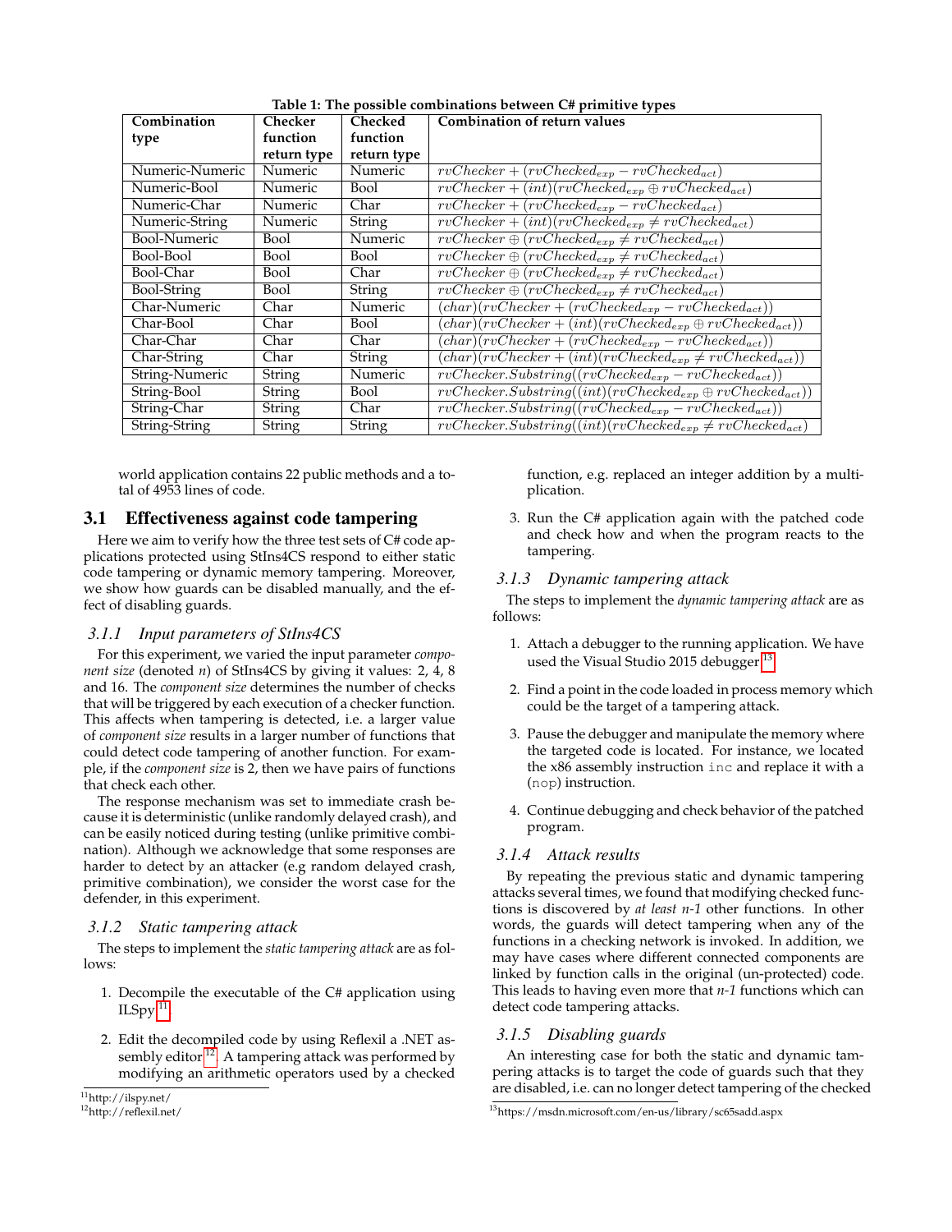**Table 1: The possible combinations between C# primitive types**

| Combination type | Checker function return type | Checked function return type | Combination of return values |
|---|---|---|---|
| Numeric-Numeric | Numeric | Numeric | $rvChecker + (rvChecked_{exp} - rvChecked_{act})$ |
| Numeric-Bool | Numeric | Bool | $rvChecker + (int)(rvChecked_{exp} \oplus rvChecked_{act})$ |
| Numeric-Char | Numeric | Char | $rvChecker + (rvChecked_{exp} - rvChecked_{act})$ |
| Numeric-String | Numeric | String | $rvChecker + (int)(rvChecked_{exp} \neq rvChecked_{act})$ |
| Bool-Numeric | Bool | Numeric | $rvChecker \oplus (rvChecked_{exp} \neq rvChecked_{act})$ |
| Bool-Bool | Bool | Bool | $rvChecker \oplus (rvChecked_{exp} \neq rvChecked_{act})$ |
| Bool-Char | Bool | Char | $rvChecker \oplus (rvChecked_{exp} \neq rvChecked_{act})$ |
| Bool-String | Bool | String | $rvChecker \oplus (rvChecked_{exp} \neq rvChecked_{act})$ |
| Char-Numeric | Char | Numeric | $(char)(rvChecker + (rvChecked_{exp} - rvChecked_{act}))$ |
| Char-Bool | Char | Bool | $(char)(rvChecker + (int)(rvChecked_{exp} \oplus rvChecked_{act}))$ |
| Char-Char | Char | Char | $(char)(rvChecker + (rvChecked_{exp} - rvChecked_{act}))$ |
| Char-String | Char | String | $(char)(rvChecker + (int)(rvChecked_{exp} \neq rvChecked_{act}))$ |
| String-Numeric | String | Numeric | $rvChecker.Substring((rvChecked_{exp} - rvChecked_{act}))$ |
| String-Bool | String | Bool | $rvChecker.Substring((int)(rvChecked_{exp} \oplus rvChecked_{act}))$ |
| String-Char | String | Char | $rvChecker.Substring((rvChecked_{exp} - rvChecked_{act}))$ |
| String-String | String | String | $rvChecker.Substring((int)(rvChecked_{exp} \neq rvChecked_{act})$ |

world application contains 22 public methods and a total of 4953 lines of code.

## 3.1 Effectiveness against code tampering

Here we aim to verify how the three test sets of C# code applications protected using StIns4CS respond to either static code tampering or dynamic memory tampering. Moreover, we show how guards can be disabled manually, and the effect of disabling guards.

### 3.1.1 Input parameters of StIns4CS

For this experiment, we varied the input parameter *component size* (denoted *n*) of StIns4CS by giving it values: 2, 4, 8 and 16. The *component size* determines the number of checks that will be triggered by each execution of a checker function. This affects when tampering is detected, i.e. a larger value of *component size* results in a larger number of functions that could detect code tampering of another function. For example, if the *component size* is 2, then we have pairs of functions that check each other.

The response mechanism was set to immediate crash because it is deterministic (unlike randomly delayed crash), and can be easily noticed during testing (unlike primitive combination). Although we acknowledge that some responses are harder to detect by an attacker (e.g random delayed crash, primitive combination), we consider the worst case for the defender, in this experiment.

### 3.1.2 Static tampering attack

The steps to implement the *static tampering attack* are as follows:

1. Decompile the executable of the C# application using ILSpy[11].
2. Edit the decompiled code by using Reflexil a .NET assembly editor[12]. A tampering attack was performed by modifying an arithmetic operators used by a checked function, e.g. replaced an integer addition by a multiplication.
3. Run the C# application again with the patched code and check how and when the program reacts to the tampering.

### 3.1.3 Dynamic tampering attack

The steps to implement the *dynamic tampering attack* are as follows:

1. Attach a debugger to the running application. We have used the Visual Studio 2015 debugger[13].
2. Find a point in the code loaded in process memory which could be the target of a tampering attack.
3. Pause the debugger and manipulate the memory where the targeted code is located. For instance, we located the x86 assembly instruction `inc` and replace it with a (`nop`) instruction.
4. Continue debugging and check behavior of the patched program.

### 3.1.4 Attack results

By repeating the previous static and dynamic tampering attacks several times, we found that modifying checked functions is discovered by *at least n-1* other functions. In other words, the guards will detect tampering when any of the functions in a checking network is invoked. In addition, we may have cases where different connected components are linked by function calls in the original (un-protected) code. This leads to having even more that *n-1* functions which can detect code tampering attacks.

### 3.1.5 Disabling guards

An interesting case for both the static and dynamic tampering attacks is to target the code of guards such that they are disabled, i.e. can no longer detect tampering of the checked

[11] http://ilspy.net/

[12] http://reflexil.net/

[13] https://msdn.microsoft.com/en-us/library/sc65sadd.aspx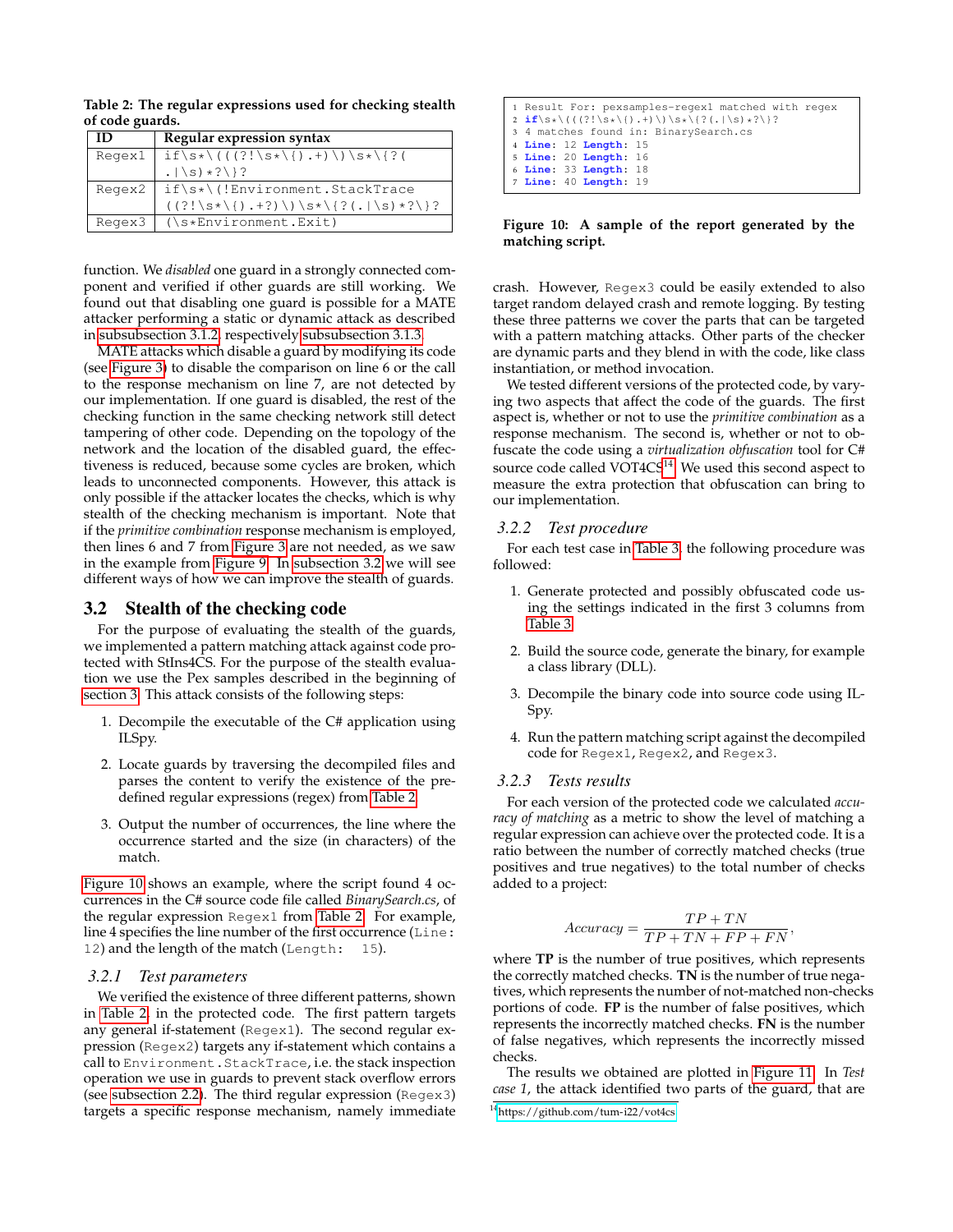**Table 2: The regular expressions used for checking stealth of code guards.**

| ID | Regular expression syntax |
|---|---|
| Regex1 | `if\s*\(((?!\s*\{).+)\)\s*\{?(.\|\s)*?\}?` |
| Regex2 | `if\s*\(!Environment.StackTrace((?!\s*\{).+?)\)\s*\{?(.\|\s)*?\}?` |
| Regex3 | `(\s*Environment.Exit)` |

function. We *disabled* one guard in a strongly connected component and verified if other guards are still working. We found out that disabling one guard is possible for a MATE attacker performing a static or dynamic attack as described in subsubsection 3.1.2 respectively subsubsection 3.1.3.

MATE attacks which disable a guard by modifying its code (see Figure 3) to disable the comparison on line 6 or the call to the response mechanism on line 7, are not detected by our implementation. If one guard is disabled, the rest of the checking function in the same checking network still detect tampering of other code. Depending on the topology of the network and the location of the disabled guard, the effectiveness is reduced, because some cycles are broken, which leads to unconnected components. However, this attack is only possible if the attacker locates the checks, which is why stealth of the checking mechanism is important. Note that if the *primitive combination* response mechanism is employed, then lines 6 and 7 from Figure 3 are not needed, as we saw in the example from Figure 9. In subsection 3.2 we will see different ways of how we can improve the stealth of guards.

## 3.2 Stealth of the checking code

For the purpose of evaluating the stealth of the guards, we implemented a pattern matching attack against code protected with StIns4CS. For the purpose of the stealth evaluation we use the Pex samples described in the beginning of section 3. This attack consists of the following steps:

1. Decompile the executable of the C# application using ILSpy.
2. Locate guards by traversing the decompiled files and parses the content to verify the existence of the predefined regular expressions (regex) from Table 2.
3. Output the number of occurrences, the line where the occurrence started and the size (in characters) of the match.

Figure 10 shows an example, where the script found 4 occurrences in the C# source code file called *BinarySearch.cs*, of the regular expression `Regex1` from Table 2. For example, line 4 specifies the line number of the first occurrence (`Line: 12`) and the length of the match (`Length: 15`).

### 3.2.1 Test parameters

We verified the existence of three different patterns, shown in Table 2, in the protected code. The first pattern targets any general if-statement (`Regex1`). The second regular expression (`Regex2`) targets any if-statement which contains a call to `Environment.StackTrace`, i.e. the stack inspection operation we use in guards to prevent stack overflow errors (see subsection 2.2). The third regular expression (`Regex3`) targets a specific response mechanism, namely immediate

```
1 Result For: pexsamples-regex1 matched with regex
2 if\s*\(((?!\s*\{).+)\)\s*\{?(.|\s)*?\}?
3 4 matches found in: BinarySearch.cs
4 Line: 12 Length: 15
5 Line: 20 Length: 16
6 Line: 33 Length: 18
7 Line: 40 Length: 19
```

**Figure 10: A sample of the report generated by the matching script.**

crash. However, `Regex3` could be easily extended to also target random delayed crash and remote logging. By testing these three patterns we cover the parts that can be targeted with a pattern matching attacks. Other parts of the checker are dynamic parts and they blend in with the code, like class instantiation, or method invocation.

We tested different versions of the protected code, by varying two aspects that affect the code of the guards. The first aspect is, whether or not to use the *primitive combination* as a response mechanism. The second is, whether or not to obfuscate the code using a *virtualization obfuscation* tool for C# source code called VOT4CS[14]. We used this second aspect to measure the extra protection that obfuscation can bring to our implementation.

### 3.2.2 Test procedure

For each test case in Table 3, the following procedure was followed:

1. Generate protected and possibly obfuscated code using the settings indicated in the first 3 columns from Table 3.
2. Build the source code, generate the binary, for example a class library (DLL).
3. Decompile the binary code into source code using ILSpy.
4. Run the pattern matching script against the decompiled code for `Regex1`, `Regex2`, and `Regex3`.

### 3.2.3 Tests results

For each version of the protected code we calculated *accuracy of matching* as a metric to show the level of matching a regular expression can achieve over the protected code. It is a ratio between the number of correctly matched checks (true positives and true negatives) to the total number of checks added to a project:

$$Accuracy = \frac{TP + TN}{TP + TN + FP + FN},$$

where **TP** is the number of true positives, which represents the correctly matched checks. **TN** is the number of true negatives, which represents the number of not-matched non-checks portions of code. **FP** is the number of false positives, which represents the incorrectly matched checks. **FN** is the number of false negatives, which represents the incorrectly missed checks.

The results we obtained are plotted in Figure 11. In *Test case 1*, the attack identified two parts of the guard, that are

[14] https://github.com/tum-i22/vot4cs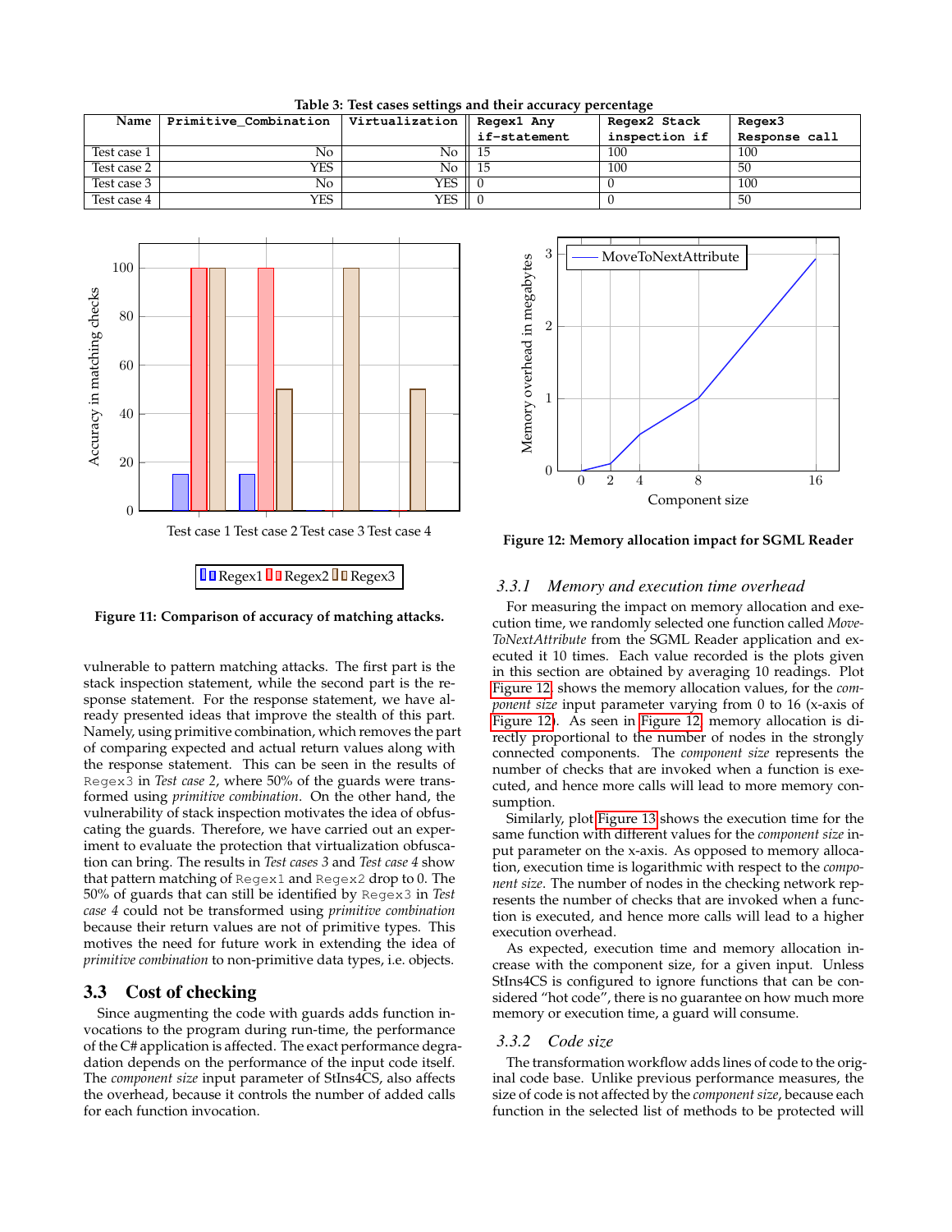Table 3: Test cases settings and their accuracy percentage

| Name | `Primitive_Combination` | `Virtualization` | `Regex1 Any if-statement` | `Regex2 Stack inspection if` | `Regex3 Response call` |
|---|---|---|---|---|---|
| Test case 1 | No | No | 15 | 100 | 100 |
| Test case 2 | YES | No | 15 | 100 | 50 |
| Test case 3 | No | YES | 0 | 0 | 100 |
| Test case 4 | YES | YES | 0 | 0 | 50 |

Figure 11: Comparison of accuracy of matching attacks.

Figure 12: Memory allocation impact for SGML Reader

vulnerable to pattern matching attacks. The first part is the stack inspection statement, while the second part is the response statement. For the response statement, we have already presented ideas that improve the stealth of this part. Namely, using primitive combination, which removes the part of comparing expected and actual return values along with the response statement. This can be seen in the results of `Regex3` in *Test case 2*, where 50% of the guards were transformed using *primitive combination*. On the other hand, the vulnerability of stack inspection motivates the idea of obfuscating the guards. Therefore, we have carried out an experiment to evaluate the protection that virtualization obfuscation can bring. The results in *Test cases 3* and *Test case 4* show that pattern matching of `Regex1` and `Regex2` drop to 0. The 50% of guards that can still be identified by `Regex3` in *Test case 4* could not be transformed using *primitive combination* because their return values are not of primitive types. This motives the need for future work in extending the idea of *primitive combination* to non-primitive data types, i.e. objects.

## 3.3 Cost of checking

Since augmenting the code with guards adds function invocations to the program during run-time, the performance of the C# application is affected. The exact performance degradation depends on the performance of the input code itself. The *component size* input parameter of StIns4CS, also affects the overhead, because it controls the number of added calls for each function invocation.

### 3.3.1 Memory and execution time overhead

For measuring the impact on memory allocation and execution time, we randomly selected one function called *MoveToNextAttribute* from the SGML Reader application and executed it 10 times. Each value recorded is the plots given in this section are obtained by averaging 10 readings. Plot Figure 12 shows the memory allocation values, for the *component size* input parameter varying from 0 to 16 (x-axis of Figure 12). As seen in Figure 12 memory allocation is directly proportional to the number of nodes in the strongly connected components. The *component size* represents the number of checks that are invoked when a function is executed, and hence more calls will lead to more memory consumption.

Similarly, plot Figure 13 shows the execution time for the same function with different values for the *component size* input parameter on the x-axis. As opposed to memory allocation, execution time is logarithmic with respect to the *component size*. The number of nodes in the checking network represents the number of checks that are invoked when a function is executed, and hence more calls will lead to a higher execution overhead.

As expected, execution time and memory allocation increase with the component size, for a given input. Unless StIns4CS is configured to ignore functions that can be considered "hot code", there is no guarantee on how much more memory or execution time, a guard will consume.

### 3.3.2 Code size

The transformation workflow adds lines of code to the original code base. Unlike previous performance measures, the size of code is not affected by the *component size*, because each function in the selected list of methods to be protected will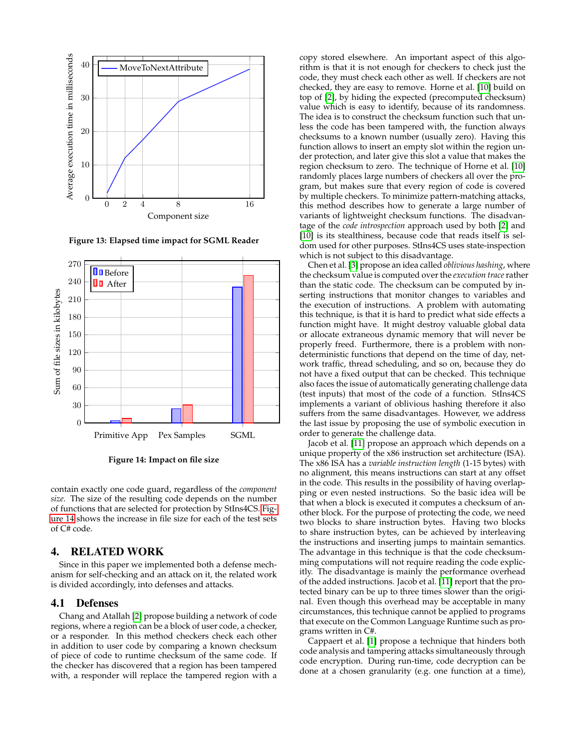Average execution time in milliseconds

40
30
20
10
0

0 2 4 8 16

Component size

MoveToNextAttribute

**Figure 13: Elapsed time impact for SGML Reader**

Sum of file sizes in kilobytes

270
240
210
180
150
120
90
60
30
0

Before
After

Primitive App
Pex Samples
SGML

**Figure 14: Impact on file size**

contain exactly one code guard, regardless of the *component size*. The size of the resulting code depends on the number of functions that are selected for protection by StIns4CS. Figure 14 shows the increase in file size for each of the test sets of C# code.

# 4. RELATED WORK

Since in this paper we implemented both a defense mechanism for self-checking and an attack on it, the related work is divided accordingly, into defenses and attacks.

## 4.1 Defenses

Chang and Atallah [2] propose building a network of code regions, where a region can be a block of user code, a checker, or a responder. In this method checkers check each other in addition to user code by comparing a known checksum of piece of code to runtime checksum of the same code. If the checker has discovered that a region has been tampered with, a responder will replace the tampered region with a copy stored elsewhere. An important aspect of this algorithm is that it is not enough for checkers to check just the code, they must check each other as well. If checkers are not checked, they are easy to remove. Horne et al. [10] build on top of [2], by hiding the expected (precomputed checksum) value which is easy to identify, because of its randomness. The idea is to construct the checksum function such that unless the code has been tampered with, the function always checksums to a known number (usually zero). Having this function allows to insert an empty slot within the region under protection, and later give this slot a value that makes the region checksum to zero. The technique of Horne et al. [10] randomly places large numbers of checkers all over the program, but makes sure that every region of code is covered by multiple checkers. To minimize pattern-matching attacks, this method describes how to generate a large number of variants of lightweight checksum functions. The disadvantage of the *code introspection* approach used by both [2] and [10] is its stealthiness, because code that reads itself is seldom used for other purposes. StIns4CS uses state-inspection which is not subject to this disadvantage.

Chen et al. [3] propose an idea called *oblivious hashing*, where the checksum value is computed over the *execution trace* rather than the static code. The checksum can be computed by inserting instructions that monitor changes to variables and the execution of instructions. A problem with automating this technique, is that it is hard to predict what side effects a function might have. It might destroy valuable global data or allocate extraneous dynamic memory that will never be properly freed. Furthermore, there is a problem with nondeterministic functions that depend on the time of day, network traffic, thread scheduling, and so on, because they do not have a fixed output that can be checked. This technique also faces the issue of automatically generating challenge data (test inputs) that most of the code of a function. StIns4CS implements a variant of oblivious hashing therefore it also suffers from the same disadvantages. However, we address the last issue by proposing the use of symbolic execution in order to generate the challenge data.

Jacob et al. [11] propose an approach which depends on a unique property of the x86 instruction set architecture (ISA). The x86 ISA has a *variable instruction length* (1-15 bytes) with no alignment, this means instructions can start at any offset in the code. This results in the possibility of having overlapping or even nested instructions. So the basic idea will be that when a block is executed it computes a checksum of another block. For the purpose of protecting the code, we need two blocks to share instruction bytes. Having two blocks to share instruction bytes, can be achieved by interleaving the instructions and inserting jumps to maintain semantics. The advantage in this technique is that the code checksumming computations will not require reading the code explicitly. The disadvantage is mainly the performance overhead of the added instructions. Jacob et al. [11] report that the protected binary can be up to three times slower than the original. Even though this overhead may be acceptable in many circumstances, this technique cannot be applied to programs that execute on the Common Language Runtime such as programs written in C#.

Cappaert et al. [1] propose a technique that hinders both code analysis and tampering attacks simultaneously through code encryption. During run-time, code decryption can be done at a chosen granularity (e.g. one function at a time),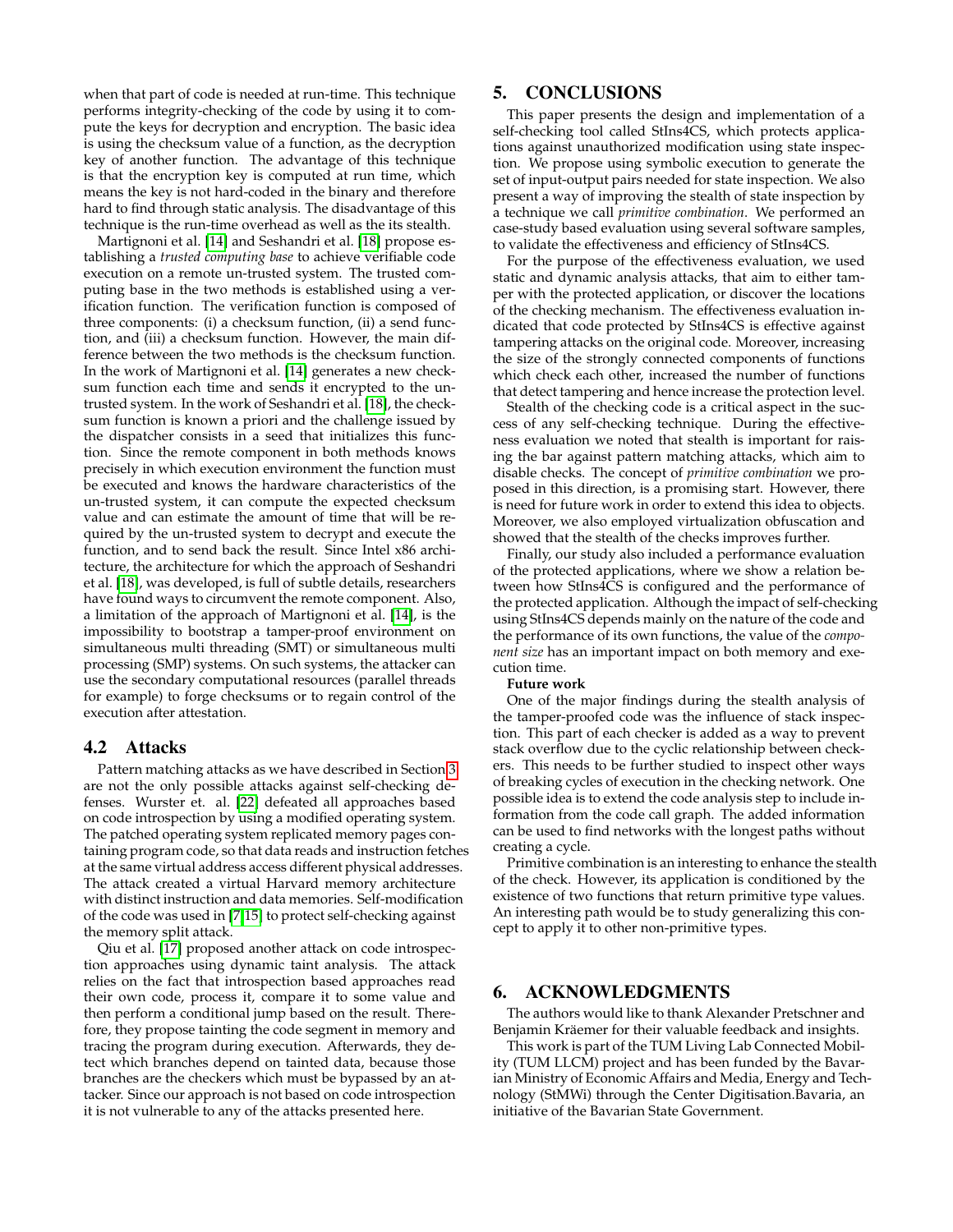when that part of code is needed at run-time. This technique performs integrity-checking of the code by using it to compute the keys for decryption and encryption. The basic idea is using the checksum value of a function, as the decryption key of another function. The advantage of this technique is that the encryption key is computed at run time, which means the key is not hard-coded in the binary and therefore hard to find through static analysis. The disadvantage of this technique is the run-time overhead as well as the its stealth.

Martignoni et al. [14] and Seshandri et al. [18] propose establishing a *trusted computing base* to achieve verifiable code execution on a remote un-trusted system. The trusted computing base in the two methods is established using a verification function. The verification function is composed of three components: (i) a checksum function, (ii) a send function, and (iii) a checksum function. However, the main difference between the two methods is the checksum function. In the work of Martignoni et al. [14] generates a new checksum function each time and sends it encrypted to the untrusted system. In the work of Seshandri et al. [18], the checksum function is known a priori and the challenge issued by the dispatcher consists in a seed that initializes this function. Since the remote component in both methods knows precisely in which execution environment the function must be executed and knows the hardware characteristics of the un-trusted system, it can compute the expected checksum value and can estimate the amount of time that will be required by the un-trusted system to decrypt and execute the function, and to send back the result. Since Intel x86 architecture, the architecture for which the approach of Seshandri et al. [18], was developed, is full of subtle details, researchers have found ways to circumvent the remote component. Also, a limitation of the approach of Martignoni et al. [14], is the impossibility to bootstrap a tamper-proof environment on simultaneous multi threading (SMT) or simultaneous multi processing (SMP) systems. On such systems, the attacker can use the secondary computational resources (parallel threads for example) to forge checksums or to regain control of the execution after attestation.

## 4.2 Attacks

Pattern matching attacks as we have described in Section 3 are not the only possible attacks against self-checking defenses. Wurster et. al. [22] defeated all approaches based on code introspection by using a modified operating system. The patched operating system replicated memory pages containing program code, so that data reads and instruction fetches at the same virtual address access different physical addresses. The attack created a virtual Harvard memory architecture with distinct instruction and data memories. Self-modification of the code was used in [7][15] to protect self-checking against the memory split attack.

Qiu et al. [17] proposed another attack on code introspection approaches using dynamic taint analysis. The attack relies on the fact that introspection based approaches read their own code, process it, compare it to some value and then perform a conditional jump based on the result. Therefore, they propose tainting the code segment in memory and tracing the program during execution. Afterwards, they detect which branches depend on tainted data, because those branches are the checkers which must be bypassed by an attacker. Since our approach is not based on code introspection it is not vulnerable to any of the attacks presented here.

# 5. CONCLUSIONS

This paper presents the design and implementation of a self-checking tool called StIns4CS, which protects applications against unauthorized modification using state inspection. We propose using symbolic execution to generate the set of input-output pairs needed for state inspection. We also present a way of improving the stealth of state inspection by a technique we call *primitive combination*. We performed an case-study based evaluation using several software samples, to validate the effectiveness and efficiency of StIns4CS.

For the purpose of the effectiveness evaluation, we used static and dynamic analysis attacks, that aim to either tamper with the protected application, or discover the locations of the checking mechanism. The effectiveness evaluation indicated that code protected by StIns4CS is effective against tampering attacks on the original code. Moreover, increasing the size of the strongly connected components of functions which check each other, increased the number of functions that detect tampering and hence increase the protection level.

Stealth of the checking code is a critical aspect in the success of any self-checking technique. During the effectiveness evaluation we noted that stealth is important for raising the bar against pattern matching attacks, which aim to disable checks. The concept of *primitive combination* we proposed in this direction, is a promising start. However, there is need for future work in order to extend this idea to objects. Moreover, we also employed virtualization obfuscation and showed that the stealth of the checks improves further.

Finally, our study also included a performance evaluation of the protected applications, where we show a relation between how StIns4CS is configured and the performance of the protected application. Although the impact of self-checking using StIns4CS depends mainly on the nature of the code and the performance of its own functions, the value of the *component size* has an important impact on both memory and execution time.

**Future work**

One of the major findings during the stealth analysis of the tamper-proofed code was the influence of stack inspection. This part of each checker is added as a way to prevent stack overflow due to the cyclic relationship between checkers. This needs to be further studied to inspect other ways of breaking cycles of execution in the checking network. One possible idea is to extend the code analysis step to include information from the code call graph. The added information can be used to find networks with the longest paths without creating a cycle.

Primitive combination is an interesting to enhance the stealth of the check. However, its application is conditioned by the existence of two functions that return primitive type values. An interesting path would be to study generalizing this concept to apply it to other non-primitive types.

# 6. ACKNOWLEDGMENTS

The authors would like to thank Alexander Pretschner and Benjamin Kräemer for their valuable feedback and insights.

This work is part of the TUM Living Lab Connected Mobility (TUM LLCM) project and has been funded by the Bavarian Ministry of Economic Affairs and Media, Energy and Technology (StMWi) through the Center Digitisation.Bavaria, an initiative of the Bavarian State Government.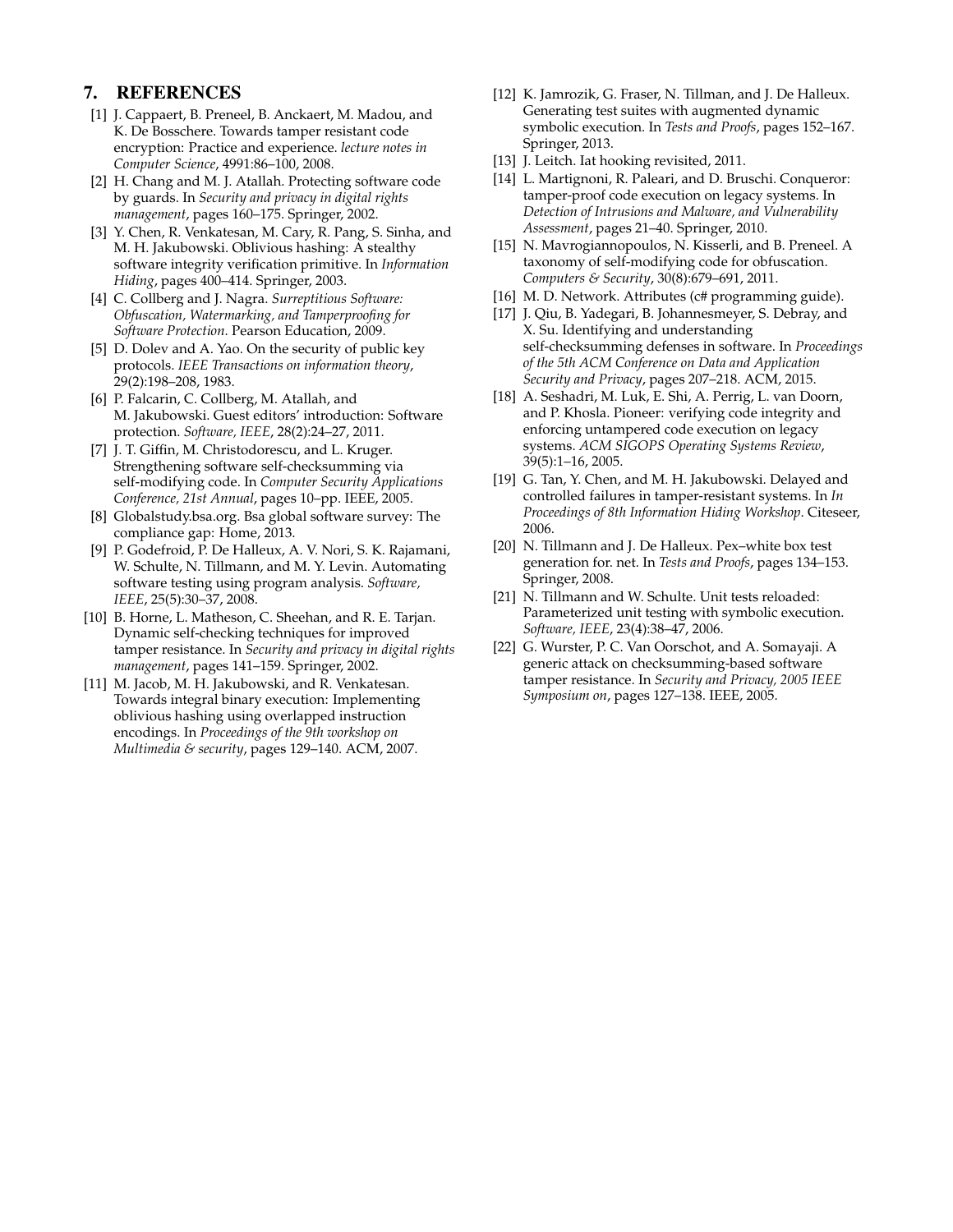## 7. REFERENCES

[1] J. Cappaert, B. Preneel, B. Anckaert, M. Madou, and K. De Bosschere. Towards tamper resistant code encryption: Practice and experience. *lecture notes in Computer Science*, 4991:86–100, 2008.

[2] H. Chang and M. J. Atallah. Protecting software code by guards. In *Security and privacy in digital rights management*, pages 160–175. Springer, 2002.

[3] Y. Chen, R. Venkatesan, M. Cary, R. Pang, S. Sinha, and M. H. Jakubowski. Oblivious hashing: A stealthy software integrity verification primitive. In *Information Hiding*, pages 400–414. Springer, 2003.

[4] C. Collberg and J. Nagra. *Surreptitious Software: Obfuscation, Watermarking, and Tamperproofing for Software Protection.* Pearson Education, 2009.

[5] D. Dolev and A. Yao. On the security of public key protocols. *IEEE Transactions on information theory*, 29(2):198–208, 1983.

[6] P. Falcarin, C. Collberg, M. Atallah, and M. Jakubowski. Guest editors' introduction: Software protection. *Software, IEEE*, 28(2):24–27, 2011.

[7] J. T. Giffin, M. Christodorescu, and L. Kruger. Strengthening software self-checksumming via self-modifying code. In *Computer Security Applications Conference, 21st Annual*, pages 10–pp. IEEE, 2005.

[8] Globalstudy.bsa.org. Bsa global software survey: The compliance gap: Home, 2013.

[9] P. Godefroid, P. De Halleux, A. V. Nori, S. K. Rajamani, W. Schulte, N. Tillmann, and M. Y. Levin. Automating software testing using program analysis. *Software, IEEE*, 25(5):30–37, 2008.

[10] B. Horne, L. Matheson, C. Sheehan, and R. E. Tarjan. Dynamic self-checking techniques for improved tamper resistance. In *Security and privacy in digital rights management*, pages 141–159. Springer, 2002.

[11] M. Jacob, M. H. Jakubowski, and R. Venkatesan. Towards integral binary execution: Implementing oblivious hashing using overlapped instruction encodings. In *Proceedings of the 9th workshop on Multimedia & security*, pages 129–140. ACM, 2007.

[12] K. Jamrozik, G. Fraser, N. Tillman, and J. De Halleux. Generating test suites with augmented dynamic symbolic execution. In *Tests and Proofs*, pages 152–167. Springer, 2013.

[13] J. Leitch. Iat hooking revisited, 2011.

[14] L. Martignoni, R. Paleari, and D. Bruschi. Conqueror: tamper-proof code execution on legacy systems. In *Detection of Intrusions and Malware, and Vulnerability Assessment*, pages 21–40. Springer, 2010.

[15] N. Mavrogiannopoulos, N. Kisserli, and B. Preneel. A taxonomy of self-modifying code for obfuscation. *Computers & Security*, 30(8):679–691, 2011.

[16] M. D. Network. Attributes (c# programming guide).

[17] J. Qiu, B. Yadegari, B. Johannesmeyer, S. Debray, and X. Su. Identifying and understanding self-checksumming defenses in software. In *Proceedings of the 5th ACM Conference on Data and Application Security and Privacy*, pages 207–218. ACM, 2015.

[18] A. Seshadri, M. Luk, E. Shi, A. Perrig, L. van Doorn, and P. Khosla. Pioneer: verifying code integrity and enforcing untampered code execution on legacy systems. *ACM SIGOPS Operating Systems Review*, 39(5):1–16, 2005.

[19] G. Tan, Y. Chen, and M. H. Jakubowski. Delayed and controlled failures in tamper-resistant systems. In *In Proceedings of 8th Information Hiding Workshop*. Citeseer, 2006.

[20] N. Tillmann and J. De Halleux. Pex–white box test generation for. net. In *Tests and Proofs*, pages 134–153. Springer, 2008.

[21] N. Tillmann and W. Schulte. Unit tests reloaded: Parameterized unit testing with symbolic execution. *Software, IEEE*, 23(4):38–47, 2006.

[22] G. Wurster, P. C. Van Oorschot, and A. Somayaji. A generic attack on checksumming-based software tamper resistance. In *Security and Privacy, 2005 IEEE Symposium on*, pages 127–138. IEEE, 2005.